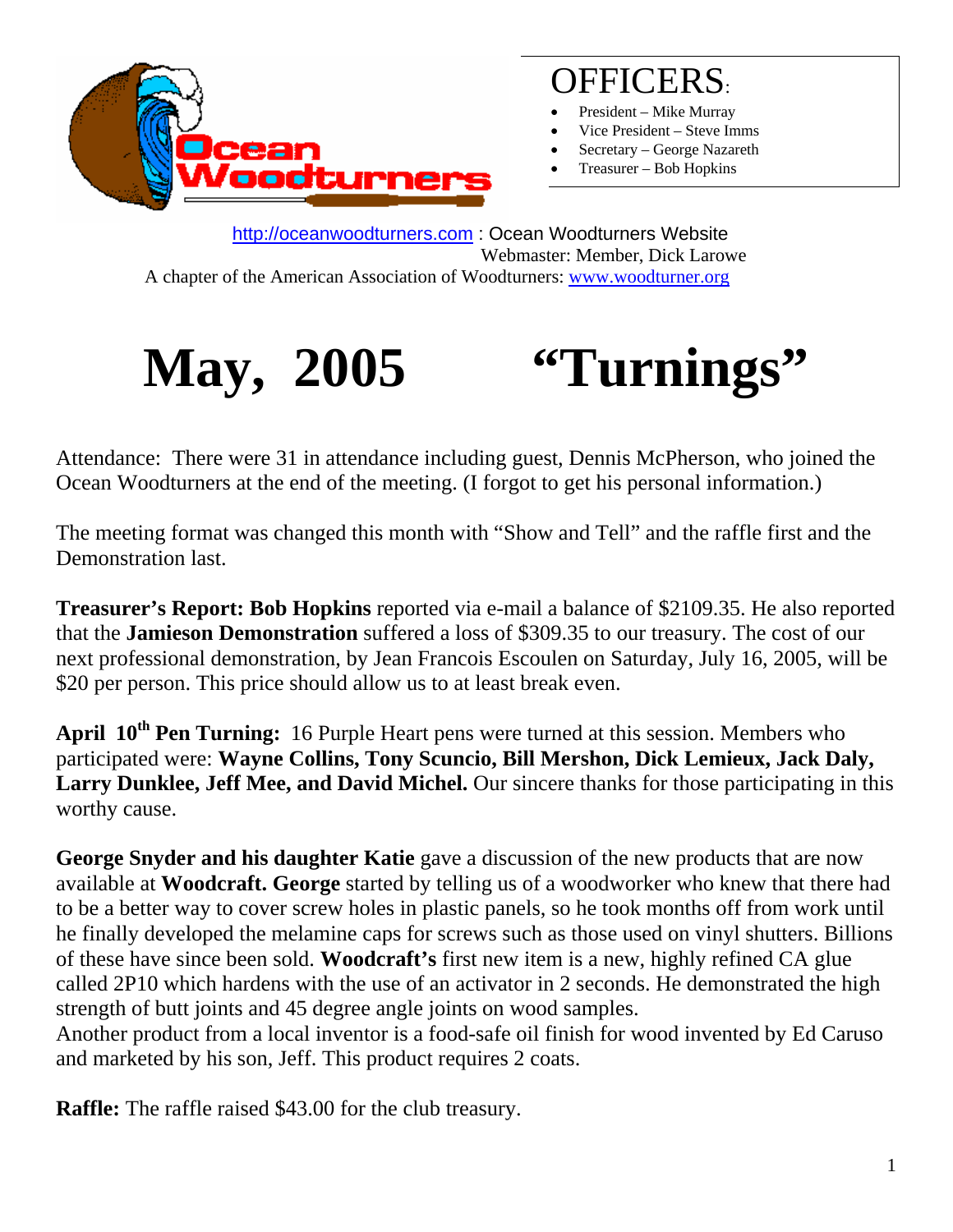Ocean Woodturners

## OFFICERS:

- President – Mike Murray
- Vice President – Steve Imms
- Secretary – George Nazareth
- Treasurer – Bob Hopkins

http://oceanwoodturners.com : Ocean Woodturners Website
Webmaster: Member, Dick Larowe
A chapter of the American Association of Woodturners: www.woodturner.org

# May, 2005 "Turnings"

Attendance: There were 31 in attendance including guest, Dennis McPherson, who joined the Ocean Woodturners at the end of the meeting. (I forgot to get his personal information.)

The meeting format was changed this month with "Show and Tell" and the raffle first and the Demonstration last.

**Treasurer's Report: Bob Hopkins** reported via e-mail a balance of $2109.35. He also reported that the **Jamieson Demonstration** suffered a loss of $309.35 to our treasury. The cost of our next professional demonstration, by Jean Francois Escoulen on Saturday, July 16, 2005, will be $20 per person. This price should allow us to at least break even.

**April 10th Pen Turning:** 16 Purple Heart pens were turned at this session. Members who participated were: **Wayne Collins, Tony Scuncio, Bill Mershon, Dick Lemieux, Jack Daly, Larry Dunklee, Jeff Mee, and David Michel.** Our sincere thanks for those participating in this worthy cause.

**George Snyder and his daughter Katie** gave a discussion of the new products that are now available at **Woodcraft. George** started by telling us of a woodworker who knew that there had to be a better way to cover screw holes in plastic panels, so he took months off from work until he finally developed the melamine caps for screws such as those used on vinyl shutters. Billions of these have since been sold. **Woodcraft's** first new item is a new, highly refined CA glue called 2P10 which hardens with the use of an activator in 2 seconds. He demonstrated the high strength of butt joints and 45 degree angle joints on wood samples.
Another product from a local inventor is a food-safe oil finish for wood invented by Ed Caruso and marketed by his son, Jeff. This product requires 2 coats.

**Raffle:** The raffle raised $43.00 for the club treasury.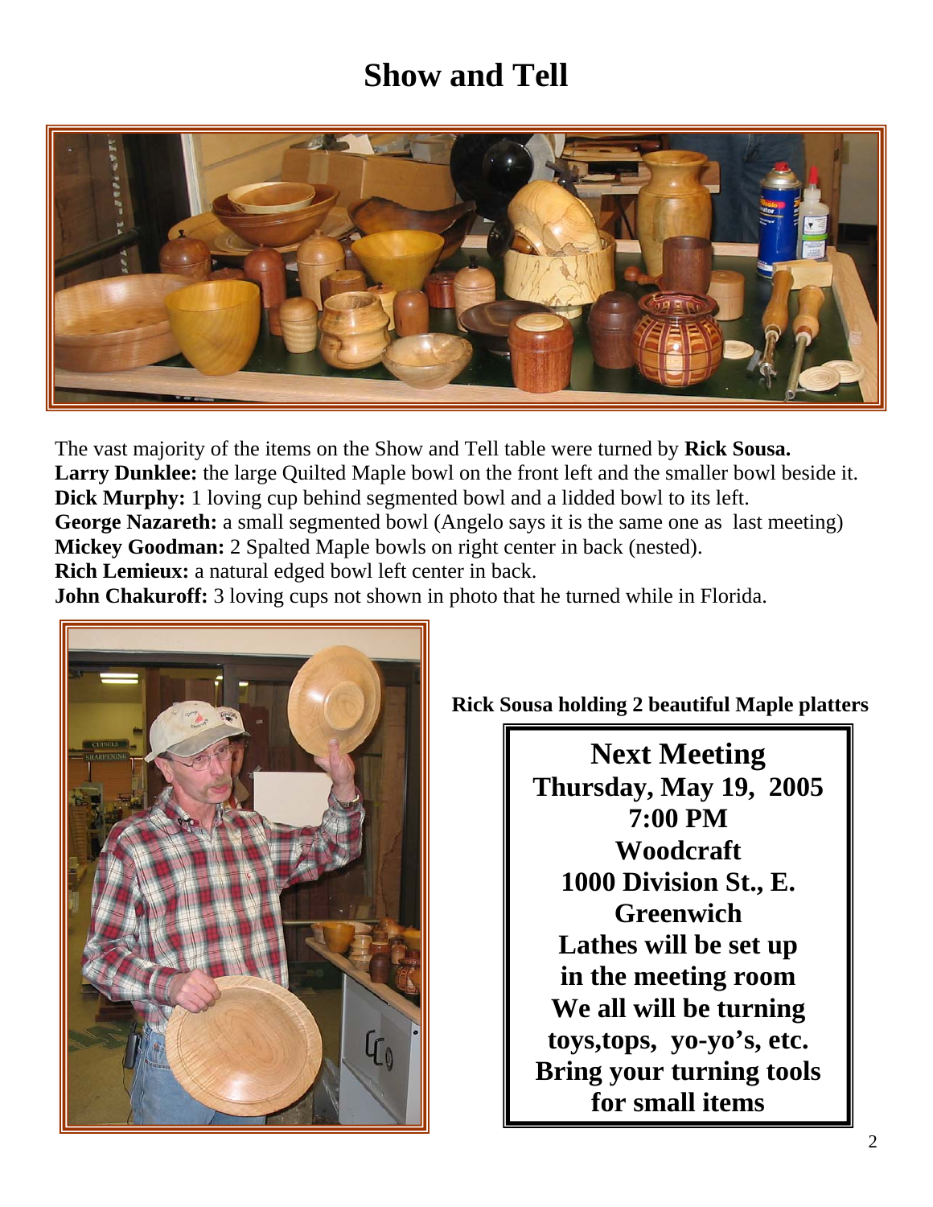# Show and Tell

The vast majority of the items on the Show and Tell table were turned by **Rick Sousa.**
**Larry Dunklee:** the large Quilted Maple bowl on the front left and the smaller bowl beside it.
**Dick Murphy:** 1 loving cup behind segmented bowl and a lidded bowl to its left.
**George Nazareth:** a small segmented bowl (Angelo says it is the same one as last meeting)
**Mickey Goodman:** 2 Spalted Maple bowls on right center in back (nested).
**Rich Lemieux:** a natural edged bowl left center in back.
**John Chakuroff:** 3 loving cups not shown in photo that he turned while in Florida.

**Rick Sousa holding 2 beautiful Maple platters**

**Next Meeting**
**Thursday, May 19, 2005**
**7:00 PM**
**Woodcraft**
**1000 Division St., E. Greenwich**
**Lathes will be set up in the meeting room**
**We all will be turning toys,tops, yo-yo's, etc.**
**Bring your turning tools for small items**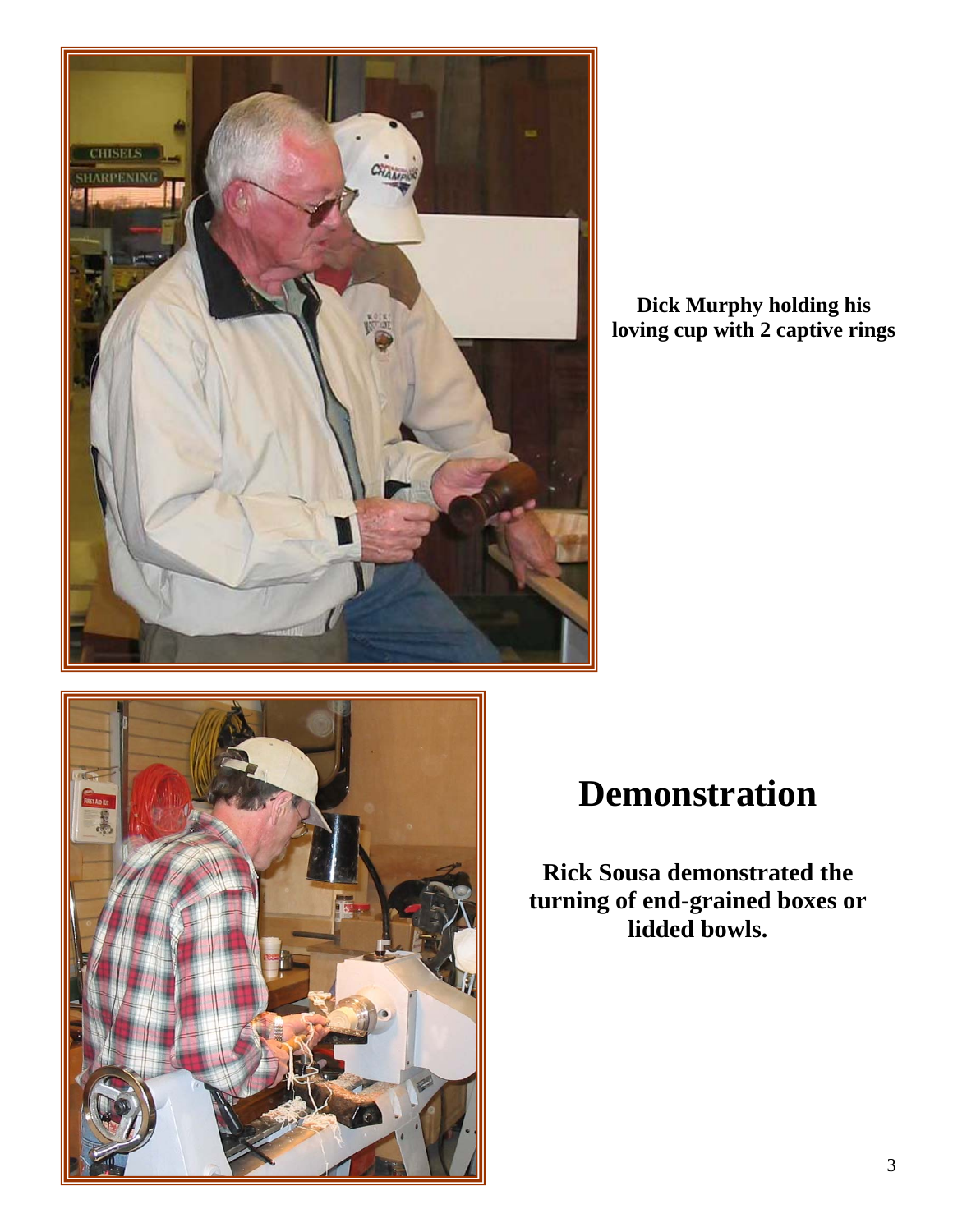**Dick Murphy holding his loving cup with 2 captive rings**

# Demonstration

**Rick Sousa demonstrated the turning of end-grained boxes or lidded bowls.**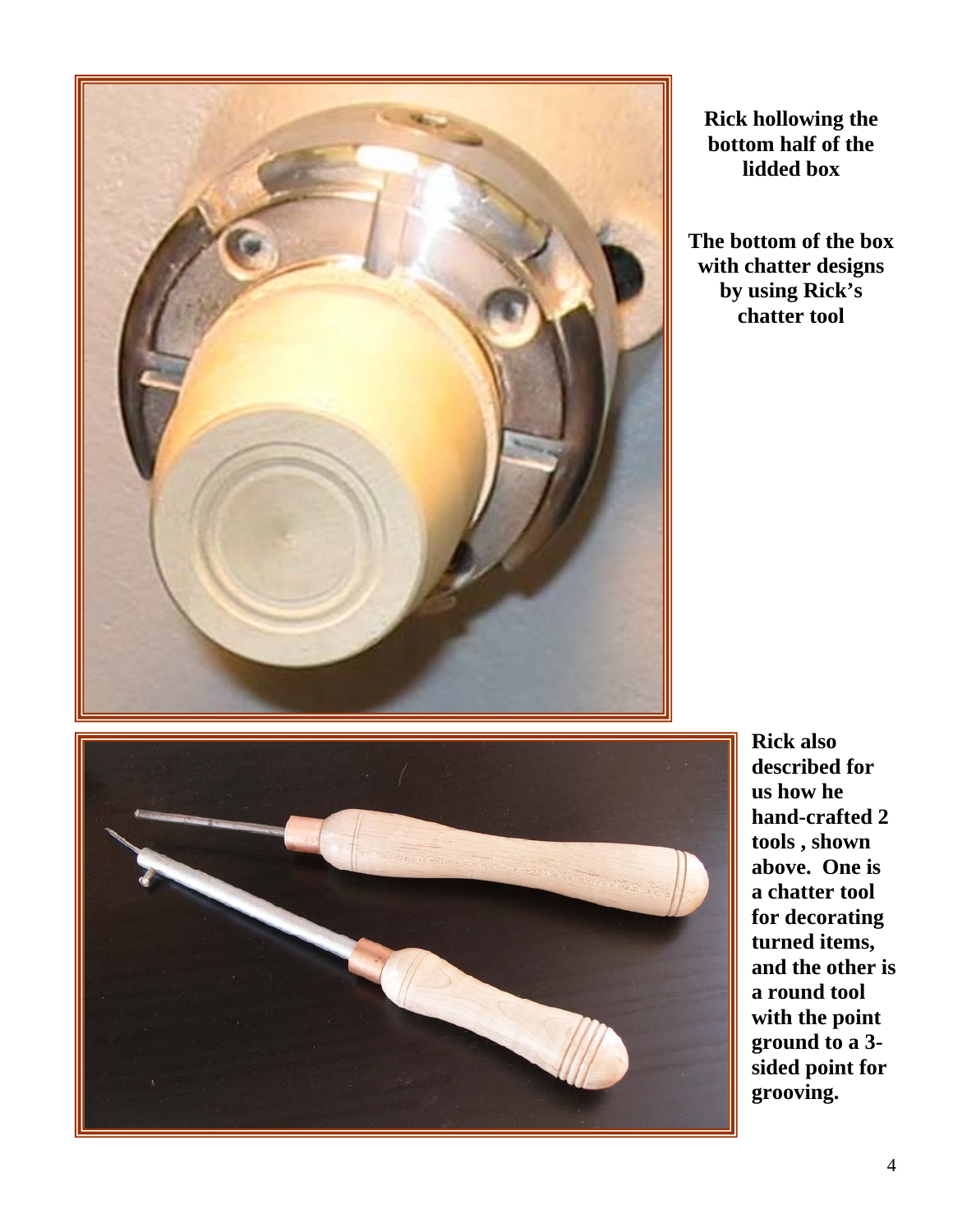**Rick hollowing the bottom half of the lidded box**

**The bottom of the box with chatter designs by using Rick's chatter tool**

**Rick also described for us how he hand-crafted 2 tools , shown above. One is a chatter tool for decorating turned items, and the other is a round tool with the point ground to a 3-sided point for grooving.**